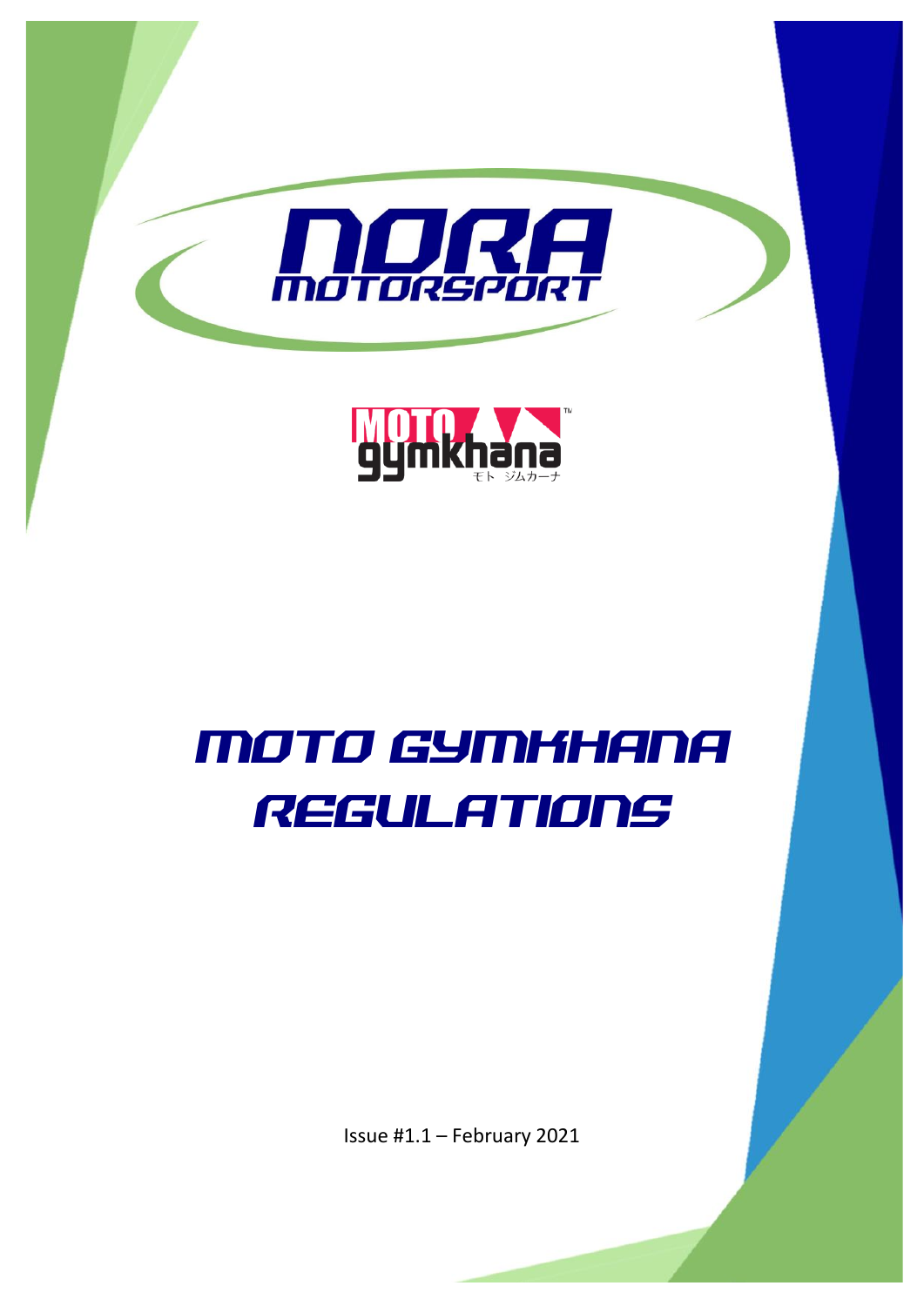NORA MOTORSPORT

MOTO gymkhana モト ジムカーナ

# MOTO GYMKHANA REGULATIONS

Issue #1.1 – February 2021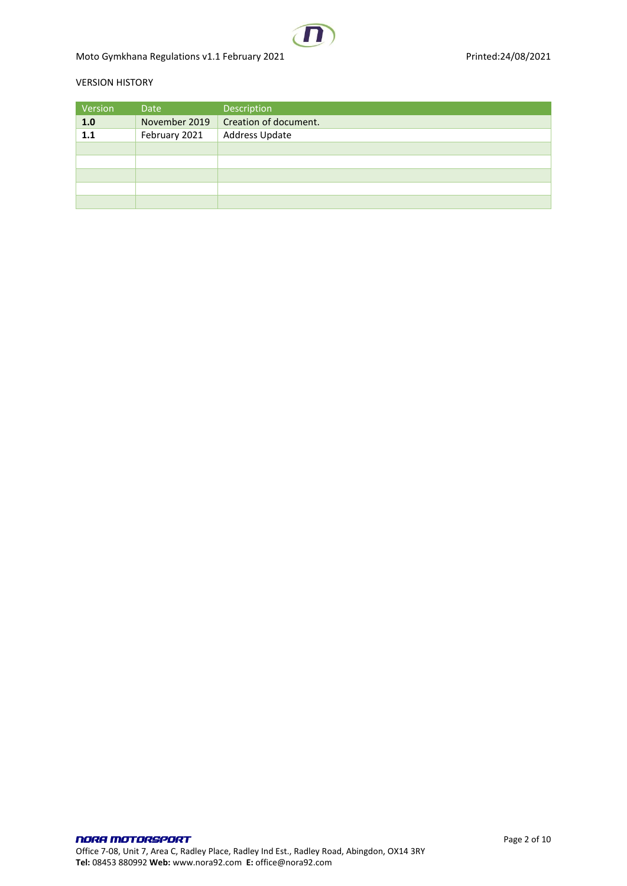VERSION HISTORY

| Version | Date | Description |
|---|---|---|
| **1.0** | November 2019 | Creation of document. |
| **1.1** | February 2021 | Address Update |
| | | |
| | | |
| | | |
| | | |
| | | |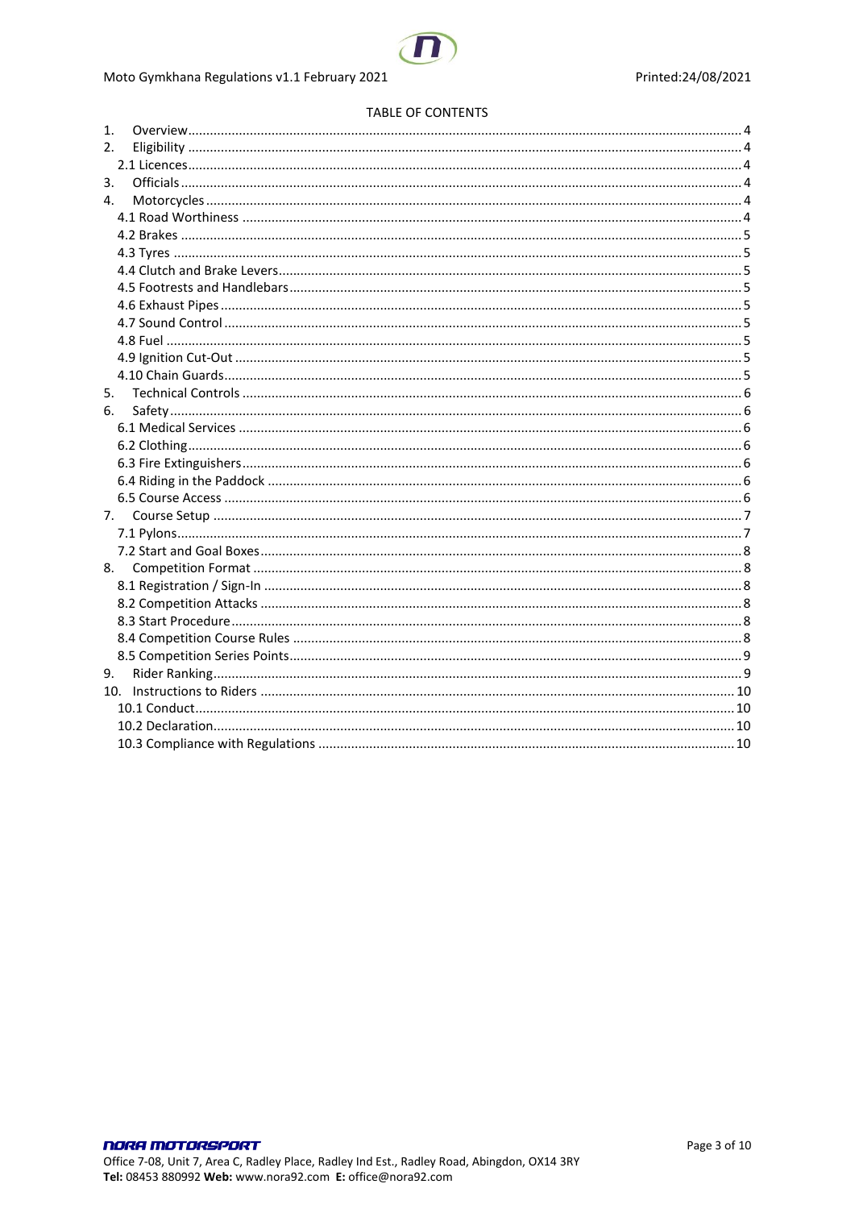TABLE OF CONTENTS

1. Overview ........ 4
2. Eligibility ........ 4
   - 2.1 Licences ........ 4
3. Officials ........ 4
4. Motorcycles ........ 4
   - 4.1 Road Worthiness ........ 4
   - 4.2 Brakes ........ 5
   - 4.3 Tyres ........ 5
   - 4.4 Clutch and Brake Levers ........ 5
   - 4.5 Footrests and Handlebars ........ 5
   - 4.6 Exhaust Pipes ........ 5
   - 4.7 Sound Control ........ 5
   - 4.8 Fuel ........ 5
   - 4.9 Ignition Cut-Out ........ 5
   - 4.10 Chain Guards ........ 5
5. Technical Controls ........ 6
6. Safety ........ 6
   - 6.1 Medical Services ........ 6
   - 6.2 Clothing ........ 6
   - 6.3 Fire Extinguishers ........ 6
   - 6.4 Riding in the Paddock ........ 6
   - 6.5 Course Access ........ 6
7. Course Setup ........ 7
   - 7.1 Pylons ........ 7
   - 7.2 Start and Goal Boxes ........ 8
8. Competition Format ........ 8
   - 8.1 Registration / Sign-In ........ 8
   - 8.2 Competition Attacks ........ 8
   - 8.3 Start Procedure ........ 8
   - 8.4 Competition Course Rules ........ 8
   - 8.5 Competition Series Points ........ 9
9. Rider Ranking ........ 9
10. Instructions to Riders ........ 10
    - 10.1 Conduct ........ 10
    - 10.2 Declaration ........ 10
    - 10.3 Compliance with Regulations ........ 10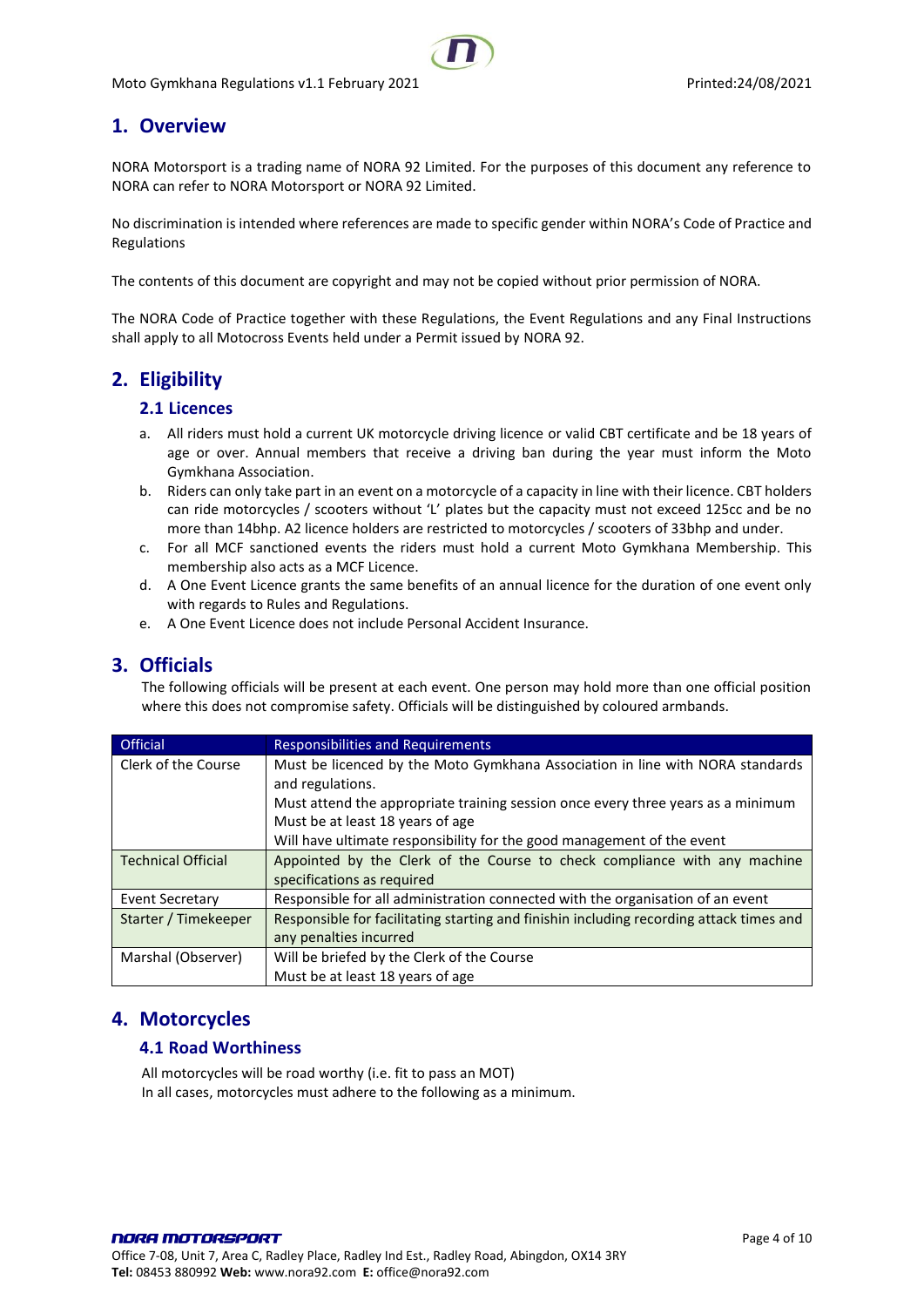## 1. Overview

NORA Motorsport is a trading name of NORA 92 Limited. For the purposes of this document any reference to NORA can refer to NORA Motorsport or NORA 92 Limited.

No discrimination is intended where references are made to specific gender within NORA's Code of Practice and Regulations

The contents of this document are copyright and may not be copied without prior permission of NORA.

The NORA Code of Practice together with these Regulations, the Event Regulations and any Final Instructions shall apply to all Motocross Events held under a Permit issued by NORA 92.

## 2. Eligibility

### 2.1 Licences

a. All riders must hold a current UK motorcycle driving licence or valid CBT certificate and be 18 years of age or over. Annual members that receive a driving ban during the year must inform the Moto Gymkhana Association.
b. Riders can only take part in an event on a motorcycle of a capacity in line with their licence. CBT holders can ride motorcycles / scooters without 'L' plates but the capacity must not exceed 125cc and be no more than 14bhp. A2 licence holders are restricted to motorcycles / scooters of 33bhp and under.
c. For all MCF sanctioned events the riders must hold a current Moto Gymkhana Membership. This membership also acts as a MCF Licence.
d. A One Event Licence grants the same benefits of an annual licence for the duration of one event only with regards to Rules and Regulations.
e. A One Event Licence does not include Personal Accident Insurance.

## 3. Officials

The following officials will be present at each event. One person may hold more than one official position where this does not compromise safety. Officials will be distinguished by coloured armbands.

| Official | Responsibilities and Requirements |
|---|---|
| Clerk of the Course | Must be licenced by the Moto Gymkhana Association in line with NORA standards and regulations.<br>Must attend the appropriate training session once every three years as a minimum<br>Must be at least 18 years of age<br>Will have ultimate responsibility for the good management of the event |
| Technical Official | Appointed by the Clerk of the Course to check compliance with any machine specifications as required |
| Event Secretary | Responsible for all administration connected with the organisation of an event |
| Starter / Timekeeper | Responsible for facilitating starting and finishin including recording attack times and any penalties incurred |
| Marshal (Observer) | Will be briefed by the Clerk of the Course<br>Must be at least 18 years of age |

## 4. Motorcycles

### 4.1 Road Worthiness

All motorcycles will be road worthy (i.e. fit to pass an MOT)
In all cases, motorcycles must adhere to the following as a minimum.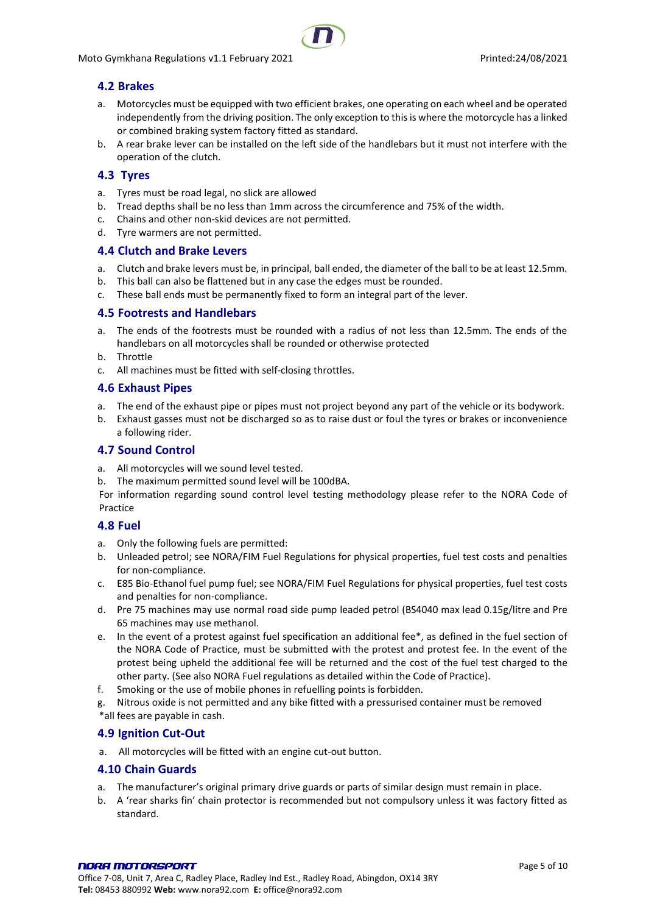## 4.2 Brakes

a. Motorcycles must be equipped with two efficient brakes, one operating on each wheel and be operated independently from the driving position. The only exception to this is where the motorcycle has a linked or combined braking system factory fitted as standard.
b. A rear brake lever can be installed on the left side of the handlebars but it must not interfere with the operation of the clutch.

## 4.3 Tyres

a. Tyres must be road legal, no slick are allowed
b. Tread depths shall be no less than 1mm across the circumference and 75% of the width.
c. Chains and other non-skid devices are not permitted.
d. Tyre warmers are not permitted.

## 4.4 Clutch and Brake Levers

a. Clutch and brake levers must be, in principal, ball ended, the diameter of the ball to be at least 12.5mm.
b. This ball can also be flattened but in any case the edges must be rounded.
c. These ball ends must be permanently fixed to form an integral part of the lever.

## 4.5 Footrests and Handlebars

a. The ends of the footrests must be rounded with a radius of not less than 12.5mm. The ends of the handlebars on all motorcycles shall be rounded or otherwise protected
b. Throttle
c. All machines must be fitted with self-closing throttles.

## 4.6 Exhaust Pipes

a. The end of the exhaust pipe or pipes must not project beyond any part of the vehicle or its bodywork.
b. Exhaust gasses must not be discharged so as to raise dust or foul the tyres or brakes or inconvenience a following rider.

## 4.7 Sound Control

a. All motorcycles will we sound level tested.
b. The maximum permitted sound level will be 100dBA.

For information regarding sound control level testing methodology please refer to the NORA Code of Practice

## 4.8 Fuel

a. Only the following fuels are permitted:
b. Unleaded petrol; see NORA/FIM Fuel Regulations for physical properties, fuel test costs and penalties for non-compliance.
c. E85 Bio-Ethanol fuel pump fuel; see NORA/FIM Fuel Regulations for physical properties, fuel test costs and penalties for non-compliance.
d. Pre 75 machines may use normal road side pump leaded petrol (BS4040 max lead 0.15g/litre and Pre 65 machines may use methanol.
e. In the event of a protest against fuel specification an additional fee*, as defined in the fuel section of the NORA Code of Practice, must be submitted with the protest and protest fee. In the event of the protest being upheld the additional fee will be returned and the cost of the fuel test charged to the other party. (See also NORA Fuel regulations as detailed within the Code of Practice).
f. Smoking or the use of mobile phones in refuelling points is forbidden.
g. Nitrous oxide is not permitted and any bike fitted with a pressurised container must be removed

*all fees are payable in cash.

## 4.9 Ignition Cut-Out

a. All motorcycles will be fitted with an engine cut-out button.

## 4.10 Chain Guards

a. The manufacturer's original primary drive guards or parts of similar design must remain in place.
b. A 'rear sharks fin' chain protector is recommended but not compulsory unless it was factory fitted as standard.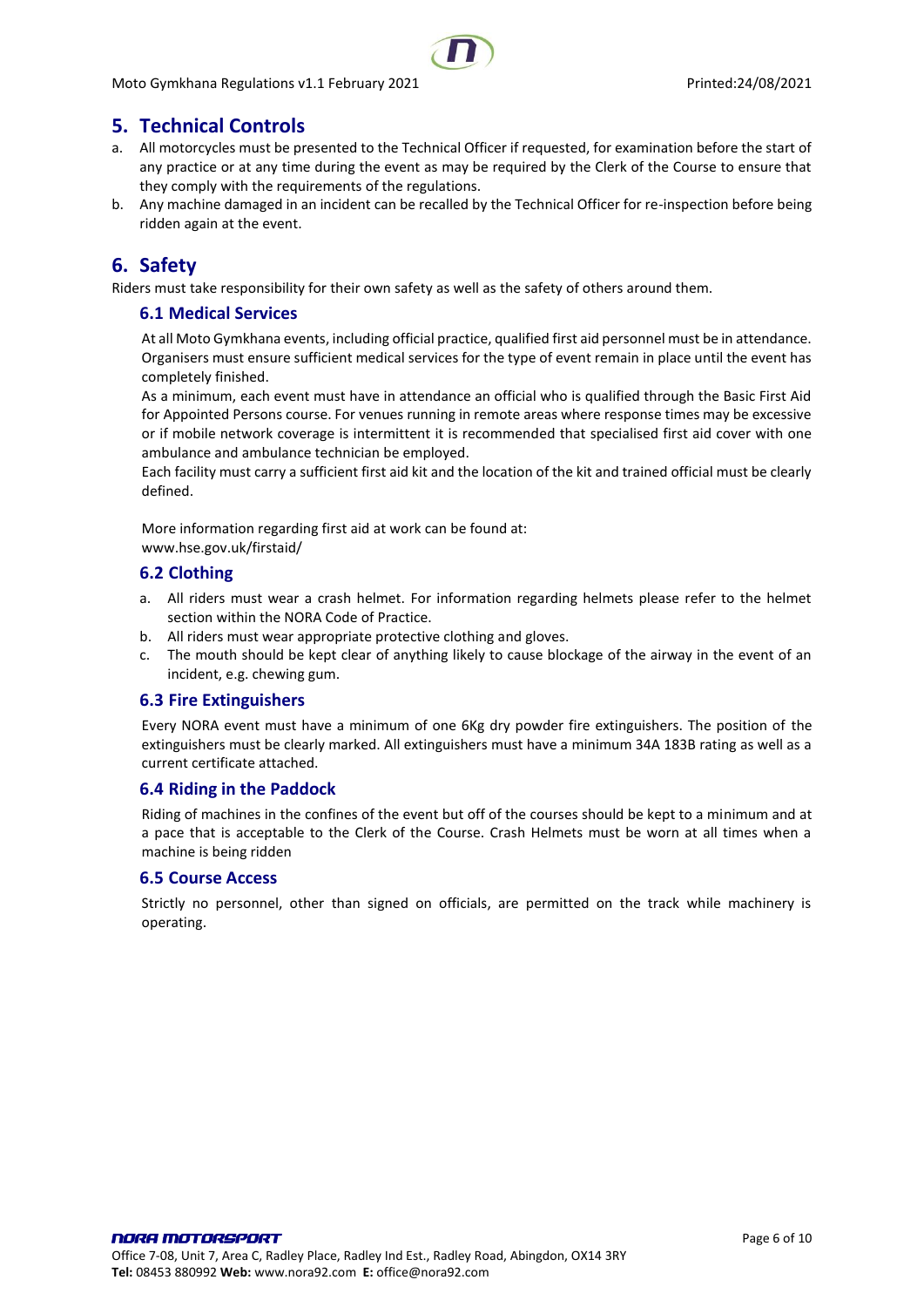## 5. Technical Controls

a. All motorcycles must be presented to the Technical Officer if requested, for examination before the start of any practice or at any time during the event as may be required by the Clerk of the Course to ensure that they comply with the requirements of the regulations.

b. Any machine damaged in an incident can be recalled by the Technical Officer for re-inspection before being ridden again at the event.

## 6. Safety

Riders must take responsibility for their own safety as well as the safety of others around them.

### 6.1 Medical Services

At all Moto Gymkhana events, including official practice, qualified first aid personnel must be in attendance. Organisers must ensure sufficient medical services for the type of event remain in place until the event has completely finished.

As a minimum, each event must have in attendance an official who is qualified through the Basic First Aid for Appointed Persons course. For venues running in remote areas where response times may be excessive or if mobile network coverage is intermittent it is recommended that specialised first aid cover with one ambulance and ambulance technician be employed.

Each facility must carry a sufficient first aid kit and the location of the kit and trained official must be clearly defined.

More information regarding first aid at work can be found at:
www.hse.gov.uk/firstaid/

### 6.2 Clothing

a. All riders must wear a crash helmet. For information regarding helmets please refer to the helmet section within the NORA Code of Practice.

b. All riders must wear appropriate protective clothing and gloves.

c. The mouth should be kept clear of anything likely to cause blockage of the airway in the event of an incident, e.g. chewing gum.

### 6.3 Fire Extinguishers

Every NORA event must have a minimum of one 6Kg dry powder fire extinguishers. The position of the extinguishers must be clearly marked. All extinguishers must have a minimum 34A 183B rating as well as a current certificate attached.

### 6.4 Riding in the Paddock

Riding of machines in the confines of the event but off of the courses should be kept to a minimum and at a pace that is acceptable to the Clerk of the Course. Crash Helmets must be worn at all times when a machine is being ridden

### 6.5 Course Access

Strictly no personnel, other than signed on officials, are permitted on the track while machinery is operating.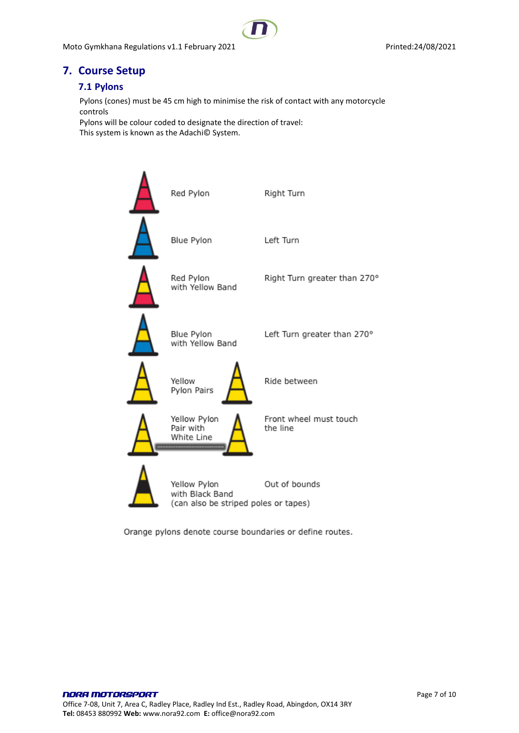## 7. Course Setup

### 7.1 Pylons

Pylons (cones) must be 45 cm high to minimise the risk of contact with any motorcycle controls
Pylons will be colour coded to designate the direction of travel:
This system is known as the Adachi© System.

| Pylon | Meaning |
|---|---|
| Red Pylon | Right Turn |
| Blue Pylon | Left Turn |
| Red Pylon with Yellow Band | Right Turn greater than 270° |
| Blue Pylon with Yellow Band | Left Turn greater than 270° |
| Yellow Pylon Pairs | Ride between |
| Yellow Pylon Pair with White Line | Front wheel must touch the line |
| Yellow Pylon with Black Band (can also be striped poles or tapes) | Out of bounds |

Orange pylons denote course boundaries or define routes.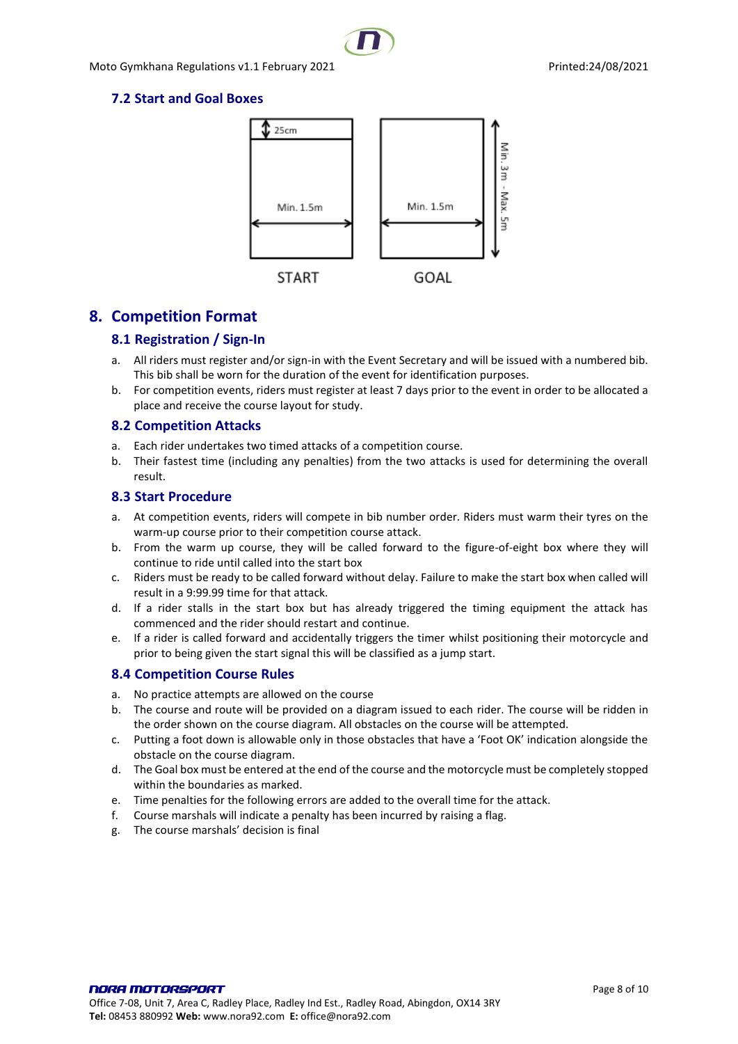### 7.2 Start and Goal Boxes

25cm

Min. 1.5m

Min. 1.5m

Min. 3m - Max. 5m

START

GOAL

## 8. Competition Format

### 8.1 Registration / Sign-In

a. All riders must register and/or sign-in with the Event Secretary and will be issued with a numbered bib. This bib shall be worn for the duration of the event for identification purposes.
b. For competition events, riders must register at least 7 days prior to the event in order to be allocated a place and receive the course layout for study.

### 8.2 Competition Attacks

a. Each rider undertakes two timed attacks of a competition course.
b. Their fastest time (including any penalties) from the two attacks is used for determining the overall result.

### 8.3 Start Procedure

a. At competition events, riders will compete in bib number order. Riders must warm their tyres on the warm-up course prior to their competition course attack.
b. From the warm up course, they will be called forward to the figure-of-eight box where they will continue to ride until called into the start box
c. Riders must be ready to be called forward without delay. Failure to make the start box when called will result in a 9:99.99 time for that attack.
d. If a rider stalls in the start box but has already triggered the timing equipment the attack has commenced and the rider should restart and continue.
e. If a rider is called forward and accidentally triggers the timer whilst positioning their motorcycle and prior to being given the start signal this will be classified as a jump start.

### 8.4 Competition Course Rules

a. No practice attempts are allowed on the course
b. The course and route will be provided on a diagram issued to each rider. The course will be ridden in the order shown on the course diagram. All obstacles on the course will be attempted.
c. Putting a foot down is allowable only in those obstacles that have a 'Foot OK' indication alongside the obstacle on the course diagram.
d. The Goal box must be entered at the end of the course and the motorcycle must be completely stopped within the boundaries as marked.
e. Time penalties for the following errors are added to the overall time for the attack.
f. Course marshals will indicate a penalty has been incurred by raising a flag.
g. The course marshals' decision is final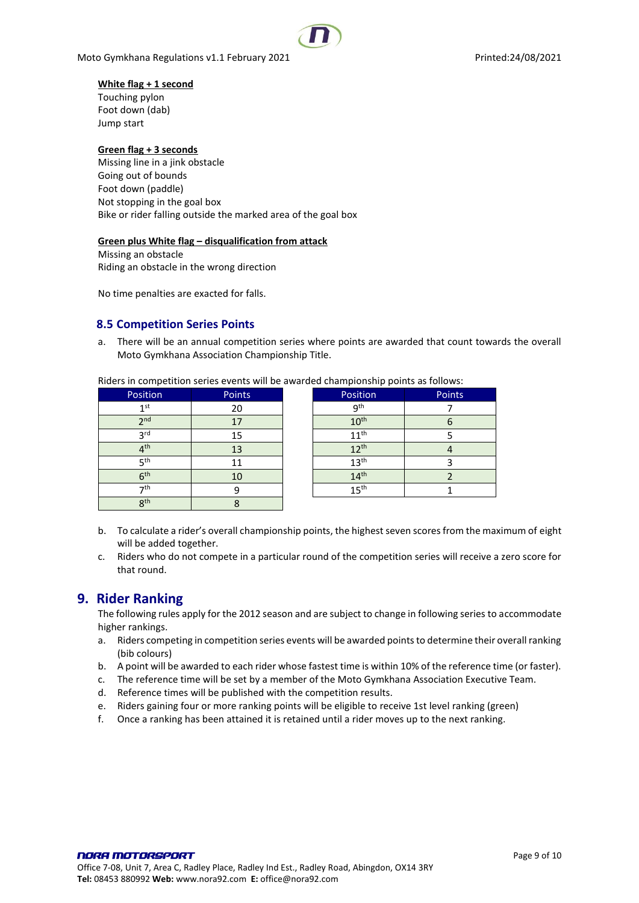**White flag + 1 second**
Touching pylon
Foot down (dab)
Jump start

**Green flag + 3 seconds**
Missing line in a jink obstacle
Going out of bounds
Foot down (paddle)
Not stopping in the goal box
Bike or rider falling outside the marked area of the goal box

**Green plus White flag – disqualification from attack**
Missing an obstacle
Riding an obstacle in the wrong direction

No time penalties are exacted for falls.

### 8.5 Competition Series Points

a. There will be an annual competition series where points are awarded that count towards the overall Moto Gymkhana Association Championship Title.

Riders in competition series events will be awarded championship points as follows:

| Position | Points |
|---|---|
| 1st | 20 |
| 2nd | 17 |
| 3rd | 15 |
| 4th | 13 |
| 5th | 11 |
| 6th | 10 |
| 7th | 9 |
| 8th | 8 |
| 9th | 7 |
| 10th | 6 |
| 11th | 5 |
| 12th | 4 |
| 13th | 3 |
| 14th | 2 |
| 15th | 1 |

b. To calculate a rider's overall championship points, the highest seven scores from the maximum of eight will be added together.

c. Riders who do not compete in a particular round of the competition series will receive a zero score for that round.

## 9. Rider Ranking

The following rules apply for the 2012 season and are subject to change in following series to accommodate higher rankings.

a. Riders competing in competition series events will be awarded points to determine their overall ranking (bib colours)
b. A point will be awarded to each rider whose fastest time is within 10% of the reference time (or faster).
c. The reference time will be set by a member of the Moto Gymkhana Association Executive Team.
d. Reference times will be published with the competition results.
e. Riders gaining four or more ranking points will be eligible to receive 1st level ranking (green)
f. Once a ranking has been attained it is retained until a rider moves up to the next ranking.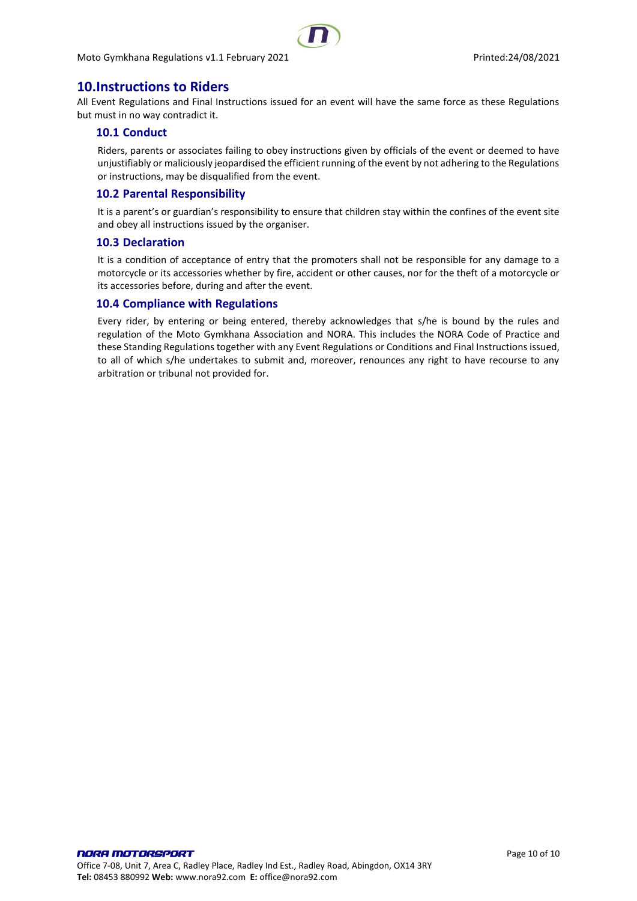## 10. Instructions to Riders

All Event Regulations and Final Instructions issued for an event will have the same force as these Regulations but must in no way contradict it.

### 10.1 Conduct

Riders, parents or associates failing to obey instructions given by officials of the event or deemed to have unjustifiably or maliciously jeopardised the efficient running of the event by not adhering to the Regulations or instructions, may be disqualified from the event.

### 10.2 Parental Responsibility

It is a parent's or guardian's responsibility to ensure that children stay within the confines of the event site and obey all instructions issued by the organiser.

### 10.3 Declaration

It is a condition of acceptance of entry that the promoters shall not be responsible for any damage to a motorcycle or its accessories whether by fire, accident or other causes, nor for the theft of a motorcycle or its accessories before, during and after the event.

### 10.4 Compliance with Regulations

Every rider, by entering or being entered, thereby acknowledges that s/he is bound by the rules and regulation of the Moto Gymkhana Association and NORA. This includes the NORA Code of Practice and these Standing Regulations together with any Event Regulations or Conditions and Final Instructions issued, to all of which s/he undertakes to submit and, moreover, renounces any right to have recourse to any arbitration or tribunal not provided for.